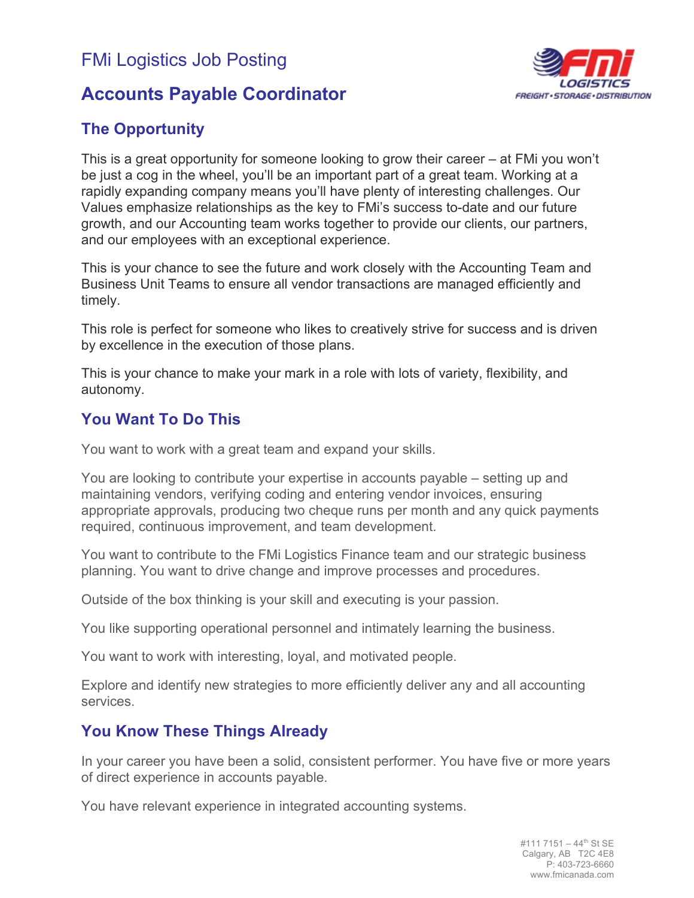FMi Logistics Job Posting

# Accounts Payable Coordinator

## The Opportunity

This is a great opportunity for someone looking to grow their career – at FMi you won't be just a cog in the wheel, you'll be an important part of a great team. Working at a rapidly expanding company means you'll have plenty of interesting challenges. Our Values emphasize relationships as the key to FMi's success to-date and our future growth, and our Accounting team works together to provide our clients, our partners, and our employees with an exceptional experience.

This is your chance to see the future and work closely with the Accounting Team and Business Unit Teams to ensure all vendor transactions are managed efficiently and timely.

This role is perfect for someone who likes to creatively strive for success and is driven by excellence in the execution of those plans.

This is your chance to make your mark in a role with lots of variety, flexibility, and autonomy.

## You Want To Do This

You want to work with a great team and expand your skills.

You are looking to contribute your expertise in accounts payable – setting up and maintaining vendors, verifying coding and entering vendor invoices, ensuring appropriate approvals, producing two cheque runs per month and any quick payments required, continuous improvement, and team development.

You want to contribute to the FMi Logistics Finance team and our strategic business planning. You want to drive change and improve processes and procedures.

Outside of the box thinking is your skill and executing is your passion.

You like supporting operational personnel and intimately learning the business.

You want to work with interesting, loyal, and motivated people.

Explore and identify new strategies to more efficiently deliver any and all accounting services.

## You Know These Things Already

In your career you have been a solid, consistent performer. You have five or more years of direct experience in accounts payable.

You have relevant experience in integrated accounting systems.

#111 7151 – 44th St SE
Calgary, AB T2C 4E8
P: 403-723-6660
www.fmicanada.com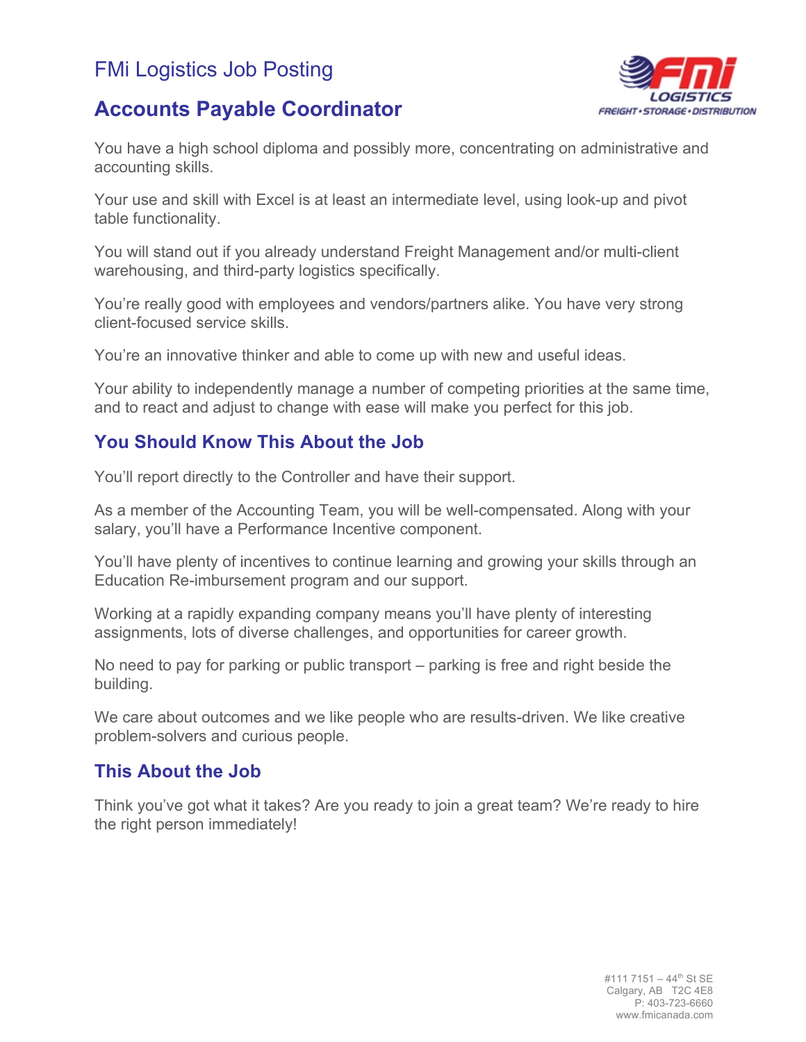FMi Logistics Job Posting

## Accounts Payable Coordinator

You have a high school diploma and possibly more, concentrating on administrative and accounting skills.

Your use and skill with Excel is at least an intermediate level, using look-up and pivot table functionality.

You will stand out if you already understand Freight Management and/or multi-client warehousing, and third-party logistics specifically.

You're really good with employees and vendors/partners alike. You have very strong client-focused service skills.

You're an innovative thinker and able to come up with new and useful ideas.

Your ability to independently manage a number of competing priorities at the same time, and to react and adjust to change with ease will make you perfect for this job.

### You Should Know This About the Job

You'll report directly to the Controller and have their support.

As a member of the Accounting Team, you will be well-compensated. Along with your salary, you'll have a Performance Incentive component.

You'll have plenty of incentives to continue learning and growing your skills through an Education Re-imbursement program and our support.

Working at a rapidly expanding company means you'll have plenty of interesting assignments, lots of diverse challenges, and opportunities for career growth.

No need to pay for parking or public transport – parking is free and right beside the building.

We care about outcomes and we like people who are results-driven. We like creative problem-solvers and curious people.

### This About the Job

Think you've got what it takes? Are you ready to join a great team? We're ready to hire the right person immediately!

#111 7151 – 44th St SE
Calgary, AB T2C 4E8
P: 403-723-6660
www.fmicanada.com